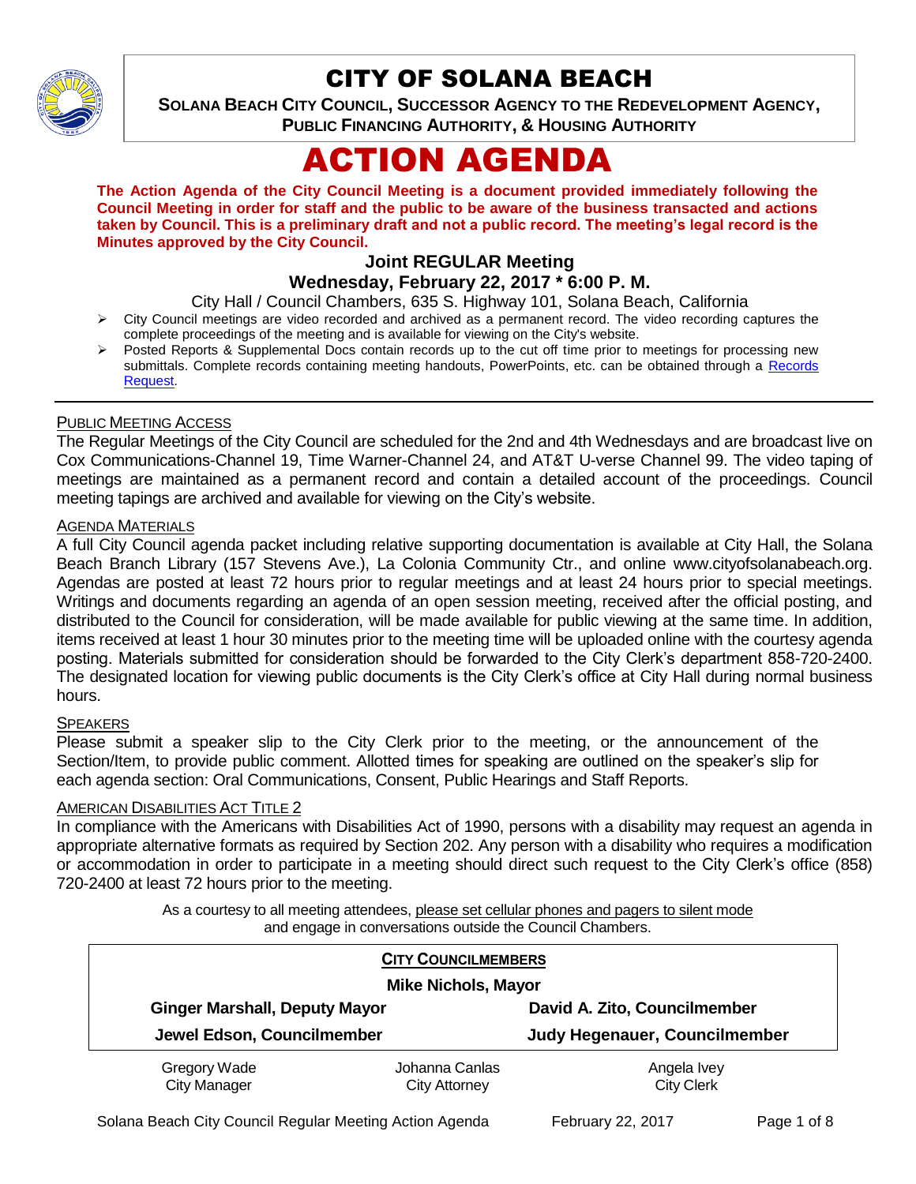# CITY OF SOLANA BEACH

**SOLANA BEACH CITY COUNCIL, SUCCESSOR AGENCY TO THE REDEVELOPMENT AGENCY, PUBLIC FINANCING AUTHORITY, & HOUSING AUTHORITY**

# ACTION AGENDA

**The Action Agenda of the City Council Meeting is a document provided immediately following the Council Meeting in order for staff and the public to be aware of the business transacted and actions taken by Council. This is a preliminary draft and not a public record. The meeting's legal record is the Minutes approved by the City Council.**

### Joint REGULAR Meeting

### Wednesday, February 22, 2017 * 6:00 P. M.

City Hall / Council Chambers, 635 S. Highway 101, Solana Beach, California

- City Council meetings are video recorded and archived as a permanent record. The video recording captures the complete proceedings of the meeting and is available for viewing on the City's website.
- Posted Reports & Supplemental Docs contain records up to the cut off time prior to meetings for processing new submittals. Complete records containing meeting handouts, PowerPoints, etc. can be obtained through a Records Request.

---

PUBLIC MEETING ACCESS

The Regular Meetings of the City Council are scheduled for the 2nd and 4th Wednesdays and are broadcast live on Cox Communications-Channel 19, Time Warner-Channel 24, and AT&T U-verse Channel 99. The video taping of meetings are maintained as a permanent record and contain a detailed account of the proceedings. Council meeting tapings are archived and available for viewing on the City's website.

AGENDA MATERIALS

A full City Council agenda packet including relative supporting documentation is available at City Hall, the Solana Beach Branch Library (157 Stevens Ave.), La Colonia Community Ctr., and online www.cityofsolanabeach.org. Agendas are posted at least 72 hours prior to regular meetings and at least 24 hours prior to special meetings. Writings and documents regarding an agenda of an open session meeting, received after the official posting, and distributed to the Council for consideration, will be made available for public viewing at the same time. In addition, items received at least 1 hour 30 minutes prior to the meeting time will be uploaded online with the courtesy agenda posting. Materials submitted for consideration should be forwarded to the City Clerk's department 858-720-2400. The designated location for viewing public documents is the City Clerk's office at City Hall during normal business hours.

SPEAKERS

Please submit a speaker slip to the City Clerk prior to the meeting, or the announcement of the Section/Item, to provide public comment. Allotted times for speaking are outlined on the speaker's slip for each agenda section: Oral Communications, Consent, Public Hearings and Staff Reports.

AMERICAN DISABILITIES ACT TITLE 2

In compliance with the Americans with Disabilities Act of 1990, persons with a disability may request an agenda in appropriate alternative formats as required by Section 202. Any person with a disability who requires a modification or accommodation in order to participate in a meeting should direct such request to the City Clerk's office (858) 720-2400 at least 72 hours prior to the meeting.

As a courtesy to all meeting attendees, please set cellular phones and pagers to silent mode and engage in conversations outside the Council Chambers.

**CITY COUNCILMEMBERS**

**Mike Nichols, Mayor**

| | |
|---|---|
| **Ginger Marshall, Deputy Mayor** | **David A. Zito, Councilmember** |
| **Jewel Edson, Councilmember** | **Judy Hegenauer, Councilmember** |

| | | |
|---|---|---|
| Gregory Wade<br>City Manager | Johanna Canlas<br>City Attorney | Angela Ivey<br>City Clerk |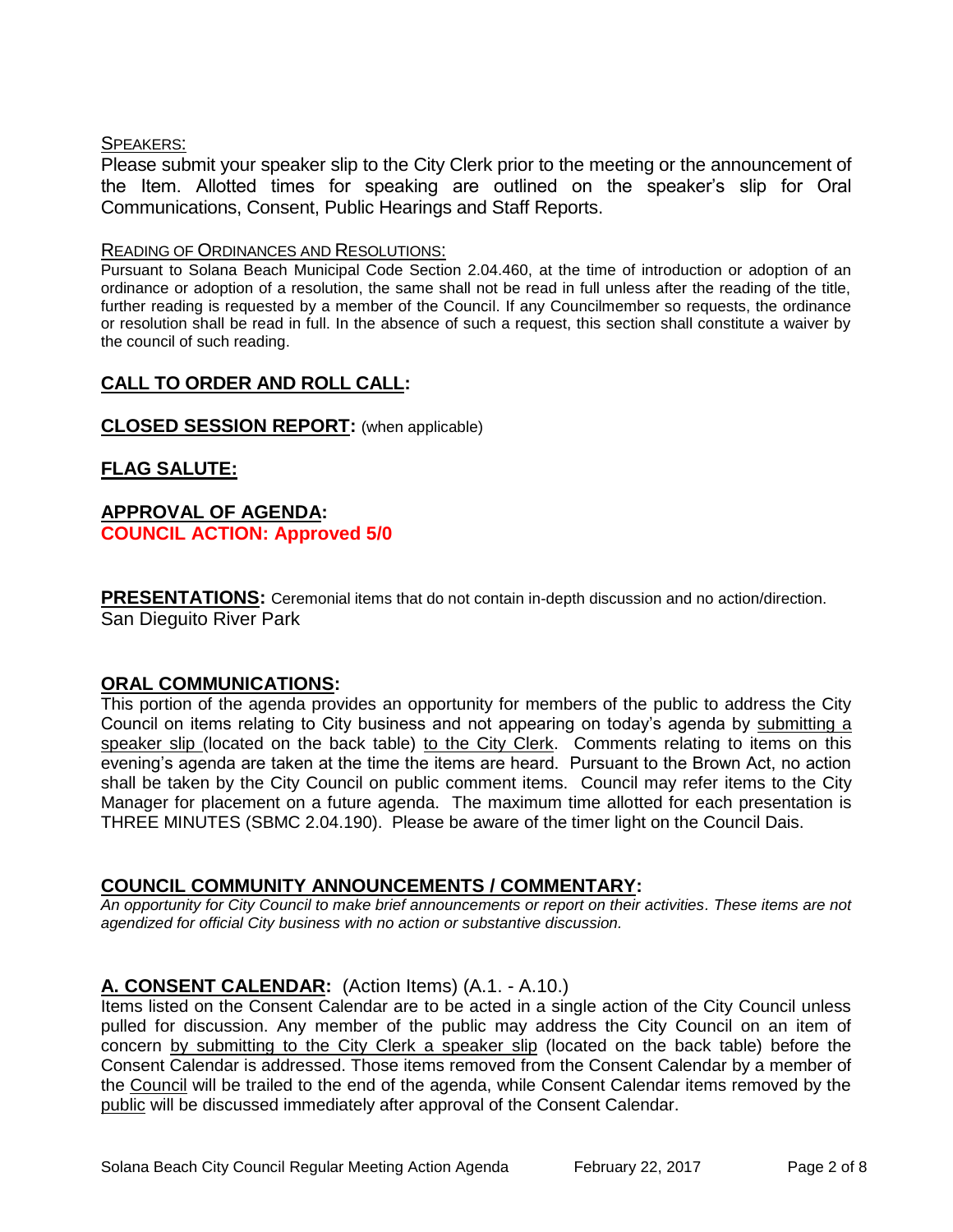SPEAKERS:

Please submit your speaker slip to the City Clerk prior to the meeting or the announcement of the Item. Allotted times for speaking are outlined on the speaker's slip for Oral Communications, Consent, Public Hearings and Staff Reports.

READING OF ORDINANCES AND RESOLUTIONS:

Pursuant to Solana Beach Municipal Code Section 2.04.460, at the time of introduction or adoption of an ordinance or adoption of a resolution, the same shall not be read in full unless after the reading of the title, further reading is requested by a member of the Council. If any Councilmember so requests, the ordinance or resolution shall be read in full. In the absence of such a request, this section shall constitute a waiver by the council of such reading.

## CALL TO ORDER AND ROLL CALL:

## CLOSED SESSION REPORT: (when applicable)

## FLAG SALUTE:

## APPROVAL OF AGENDA:

**COUNCIL ACTION: Approved 5/0**

**PRESENTATIONS:** Ceremonial items that do not contain in-depth discussion and no action/direction.
San Dieguito River Park

## ORAL COMMUNICATIONS:

This portion of the agenda provides an opportunity for members of the public to address the City Council on items relating to City business and not appearing on today's agenda by submitting a speaker slip (located on the back table) to the City Clerk. Comments relating to items on this evening's agenda are taken at the time the items are heard. Pursuant to the Brown Act, no action shall be taken by the City Council on public comment items. Council may refer items to the City Manager for placement on a future agenda. The maximum time allotted for each presentation is THREE MINUTES (SBMC 2.04.190). Please be aware of the timer light on the Council Dais.

## COUNCIL COMMUNITY ANNOUNCEMENTS / COMMENTARY:

*An opportunity for City Council to make brief announcements or report on their activities. These items are not agendized for official City business with no action or substantive discussion.*

## A. CONSENT CALENDAR: (Action Items) (A.1. - A.10.)

Items listed on the Consent Calendar are to be acted in a single action of the City Council unless pulled for discussion. Any member of the public may address the City Council on an item of concern by submitting to the City Clerk a speaker slip (located on the back table) before the Consent Calendar is addressed. Those items removed from the Consent Calendar by a member of the Council will be trailed to the end of the agenda, while Consent Calendar items removed by the public will be discussed immediately after approval of the Consent Calendar.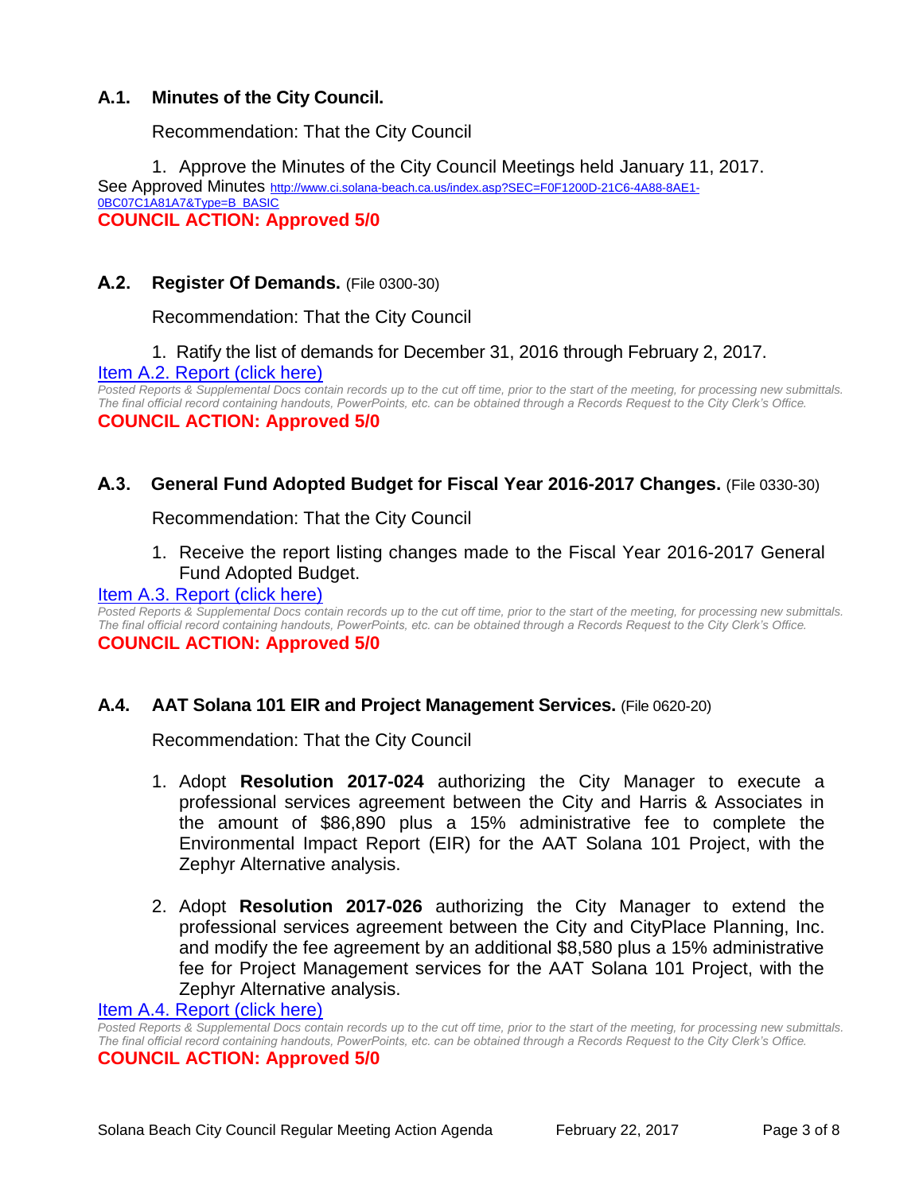### A.1. Minutes of the City Council.

Recommendation: That the City Council

1. Approve the Minutes of the City Council Meetings held January 11, 2017.

See Approved Minutes http://www.ci.solana-beach.ca.us/index.asp?SEC=F0F1200D-21C6-4A88-8AE1-0BC07C1A81A7&Type=B_BASIC

**COUNCIL ACTION: Approved 5/0**

### A.2. Register Of Demands. (File 0300-30)

Recommendation: That the City Council

1. Ratify the list of demands for December 31, 2016 through February 2, 2017.

Item A.2. Report (click here)

*Posted Reports & Supplemental Docs contain records up to the cut off time, prior to the start of the meeting, for processing new submittals. The final official record containing handouts, PowerPoints, etc. can be obtained through a Records Request to the City Clerk's Office.*

**COUNCIL ACTION: Approved 5/0**

### A.3. General Fund Adopted Budget for Fiscal Year 2016-2017 Changes. (File 0330-30)

Recommendation: That the City Council

1. Receive the report listing changes made to the Fiscal Year 2016-2017 General Fund Adopted Budget.

Item A.3. Report (click here)

*Posted Reports & Supplemental Docs contain records up to the cut off time, prior to the start of the meeting, for processing new submittals. The final official record containing handouts, PowerPoints, etc. can be obtained through a Records Request to the City Clerk's Office.*

**COUNCIL ACTION: Approved 5/0**

### A.4. AAT Solana 101 EIR and Project Management Services. (File 0620-20)

Recommendation: That the City Council

1. Adopt **Resolution 2017-024** authorizing the City Manager to execute a professional services agreement between the City and Harris & Associates in the amount of $86,890 plus a 15% administrative fee to complete the Environmental Impact Report (EIR) for the AAT Solana 101 Project, with the Zephyr Alternative analysis.

2. Adopt **Resolution 2017-026** authorizing the City Manager to extend the professional services agreement between the City and CityPlace Planning, Inc. and modify the fee agreement by an additional $8,580 plus a 15% administrative fee for Project Management services for the AAT Solana 101 Project, with the Zephyr Alternative analysis.

Item A.4. Report (click here)

*Posted Reports & Supplemental Docs contain records up to the cut off time, prior to the start of the meeting, for processing new submittals. The final official record containing handouts, PowerPoints, etc. can be obtained through a Records Request to the City Clerk's Office.*

**COUNCIL ACTION: Approved 5/0**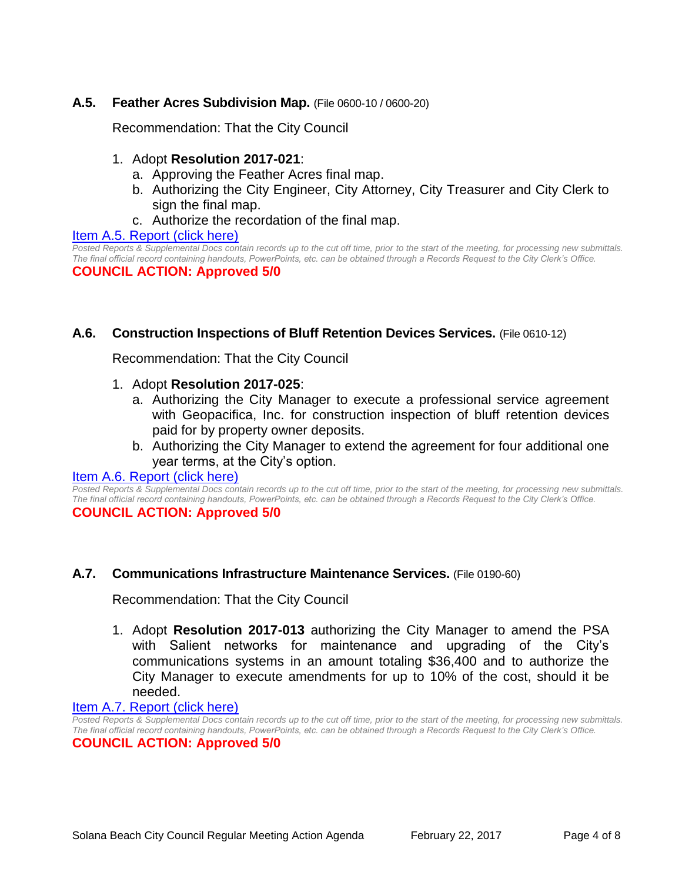### A.5. Feather Acres Subdivision Map. (File 0600-10 / 0600-20)

Recommendation: That the City Council

1. Adopt **Resolution 2017-021**:
   a. Approving the Feather Acres final map.
   b. Authorizing the City Engineer, City Attorney, City Treasurer and City Clerk to sign the final map.
   c. Authorize the recordation of the final map.

Item A.5. Report (click here)

*Posted Reports & Supplemental Docs contain records up to the cut off time, prior to the start of the meeting, for processing new submittals. The final official record containing handouts, PowerPoints, etc. can be obtained through a Records Request to the City Clerk's Office.*

**COUNCIL ACTION: Approved 5/0**

### A.6. Construction Inspections of Bluff Retention Devices Services. (File 0610-12)

Recommendation: That the City Council

1. Adopt **Resolution 2017-025**:
   a. Authorizing the City Manager to execute a professional service agreement with Geopacifica, Inc. for construction inspection of bluff retention devices paid for by property owner deposits.
   b. Authorizing the City Manager to extend the agreement for four additional one year terms, at the City's option.

Item A.6. Report (click here)

*Posted Reports & Supplemental Docs contain records up to the cut off time, prior to the start of the meeting, for processing new submittals. The final official record containing handouts, PowerPoints, etc. can be obtained through a Records Request to the City Clerk's Office.*

**COUNCIL ACTION: Approved 5/0**

### A.7. Communications Infrastructure Maintenance Services. (File 0190-60)

Recommendation: That the City Council

1. Adopt **Resolution 2017-013** authorizing the City Manager to amend the PSA with Salient networks for maintenance and upgrading of the City's communications systems in an amount totaling $36,400 and to authorize the City Manager to execute amendments for up to 10% of the cost, should it be needed.

Item A.7. Report (click here)

*Posted Reports & Supplemental Docs contain records up to the cut off time, prior to the start of the meeting, for processing new submittals. The final official record containing handouts, PowerPoints, etc. can be obtained through a Records Request to the City Clerk's Office.*

**COUNCIL ACTION: Approved 5/0**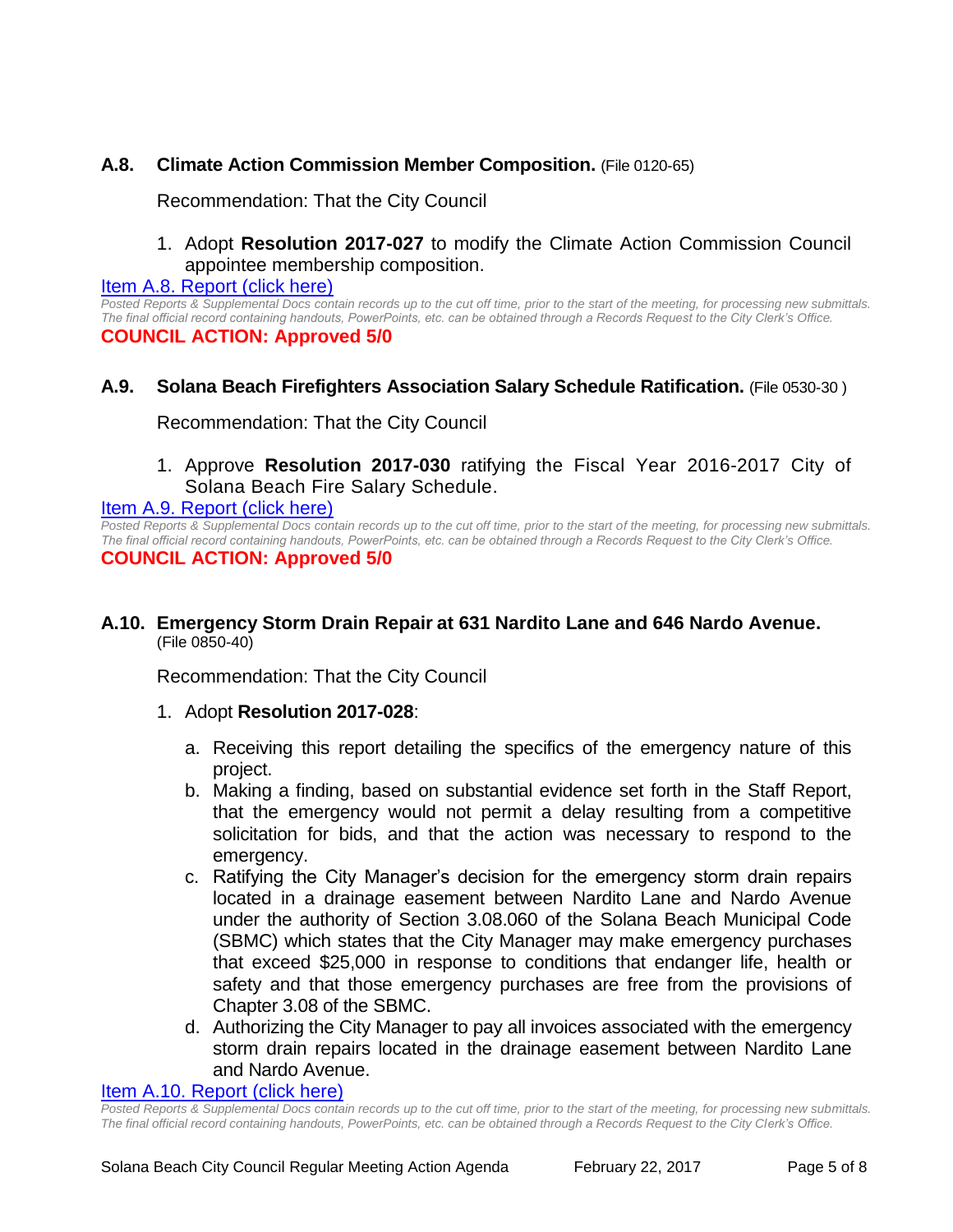### A.8. Climate Action Commission Member Composition. (File 0120-65)

Recommendation: That the City Council

1. Adopt **Resolution 2017-027** to modify the Climate Action Commission Council appointee membership composition.

Item A.8. Report (click here)

*Posted Reports & Supplemental Docs contain records up to the cut off time, prior to the start of the meeting, for processing new submittals. The final official record containing handouts, PowerPoints, etc. can be obtained through a Records Request to the City Clerk's Office.*

**COUNCIL ACTION: Approved 5/0**

### A.9. Solana Beach Firefighters Association Salary Schedule Ratification. (File 0530-30 )

Recommendation: That the City Council

1. Approve **Resolution 2017-030** ratifying the Fiscal Year 2016-2017 City of Solana Beach Fire Salary Schedule.

Item A.9. Report (click here)

*Posted Reports & Supplemental Docs contain records up to the cut off time, prior to the start of the meeting, for processing new submittals. The final official record containing handouts, PowerPoints, etc. can be obtained through a Records Request to the City Clerk's Office.*

**COUNCIL ACTION: Approved 5/0**

### A.10. Emergency Storm Drain Repair at 631 Nardito Lane and 646 Nardo Avenue. (File 0850-40)

Recommendation: That the City Council

1. Adopt **Resolution 2017-028**:
   a. Receiving this report detailing the specifics of the emergency nature of this project.
   b. Making a finding, based on substantial evidence set forth in the Staff Report, that the emergency would not permit a delay resulting from a competitive solicitation for bids, and that the action was necessary to respond to the emergency.
   c. Ratifying the City Manager's decision for the emergency storm drain repairs located in a drainage easement between Nardito Lane and Nardo Avenue under the authority of Section 3.08.060 of the Solana Beach Municipal Code (SBMC) which states that the City Manager may make emergency purchases that exceed $25,000 in response to conditions that endanger life, health or safety and that those emergency purchases are free from the provisions of Chapter 3.08 of the SBMC.
   d. Authorizing the City Manager to pay all invoices associated with the emergency storm drain repairs located in the drainage easement between Nardito Lane and Nardo Avenue.

Item A.10. Report (click here)

*Posted Reports & Supplemental Docs contain records up to the cut off time, prior to the start of the meeting, for processing new submittals. The final official record containing handouts, PowerPoints, etc. can be obtained through a Records Request to the City Clerk's Office.*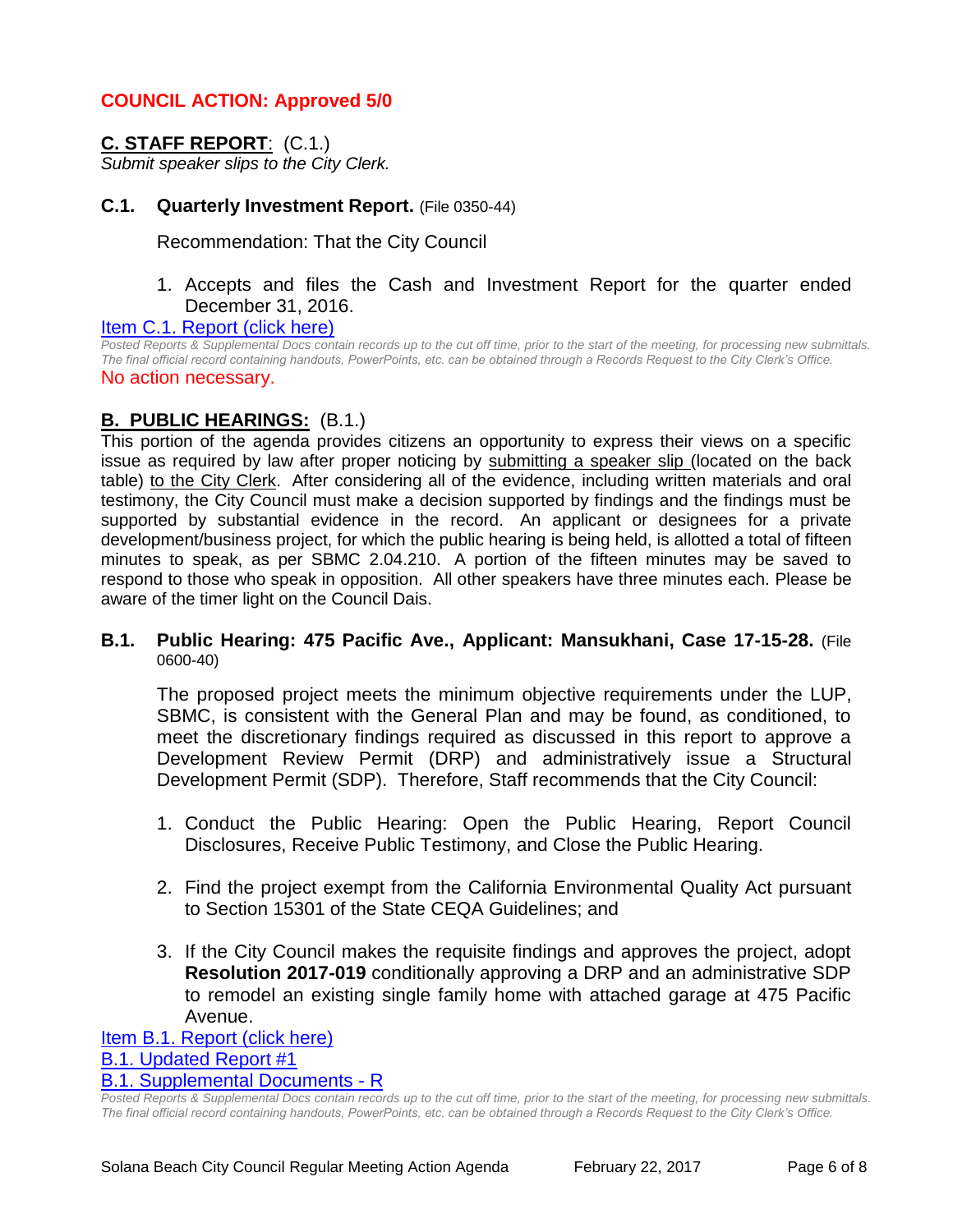**COUNCIL ACTION: Approved 5/0**

## C. STAFF REPORT: (C.1.)

*Submit speaker slips to the City Clerk.*

### C.1. Quarterly Investment Report. (File 0350-44)

Recommendation: That the City Council

1. Accepts and files the Cash and Investment Report for the quarter ended December 31, 2016.

Item C.1. Report (click here)

*Posted Reports & Supplemental Docs contain records up to the cut off time, prior to the start of the meeting, for processing new submittals. The final official record containing handouts, PowerPoints, etc. can be obtained through a Records Request to the City Clerk's Office.*

No action necessary.

## B. PUBLIC HEARINGS: (B.1.)

This portion of the agenda provides citizens an opportunity to express their views on a specific issue as required by law after proper noticing by submitting a speaker slip (located on the back table) to the City Clerk. After considering all of the evidence, including written materials and oral testimony, the City Council must make a decision supported by findings and the findings must be supported by substantial evidence in the record. An applicant or designees for a private development/business project, for which the public hearing is being held, is allotted a total of fifteen minutes to speak, as per SBMC 2.04.210. A portion of the fifteen minutes may be saved to respond to those who speak in opposition. All other speakers have three minutes each. Please be aware of the timer light on the Council Dais.

### B.1. Public Hearing: 475 Pacific Ave., Applicant: Mansukhani, Case 17-15-28. (File 0600-40)

The proposed project meets the minimum objective requirements under the LUP, SBMC, is consistent with the General Plan and may be found, as conditioned, to meet the discretionary findings required as discussed in this report to approve a Development Review Permit (DRP) and administratively issue a Structural Development Permit (SDP). Therefore, Staff recommends that the City Council:

1. Conduct the Public Hearing: Open the Public Hearing, Report Council Disclosures, Receive Public Testimony, and Close the Public Hearing.

2. Find the project exempt from the California Environmental Quality Act pursuant to Section 15301 of the State CEQA Guidelines; and

3. If the City Council makes the requisite findings and approves the project, adopt **Resolution 2017-019** conditionally approving a DRP and an administrative SDP to remodel an existing single family home with attached garage at 475 Pacific Avenue.

Item B.1. Report (click here)

B.1. Updated Report #1

B.1. Supplemental Documents - R

*Posted Reports & Supplemental Docs contain records up to the cut off time, prior to the start of the meeting, for processing new submittals. The final official record containing handouts, PowerPoints, etc. can be obtained through a Records Request to the City Clerk's Office.*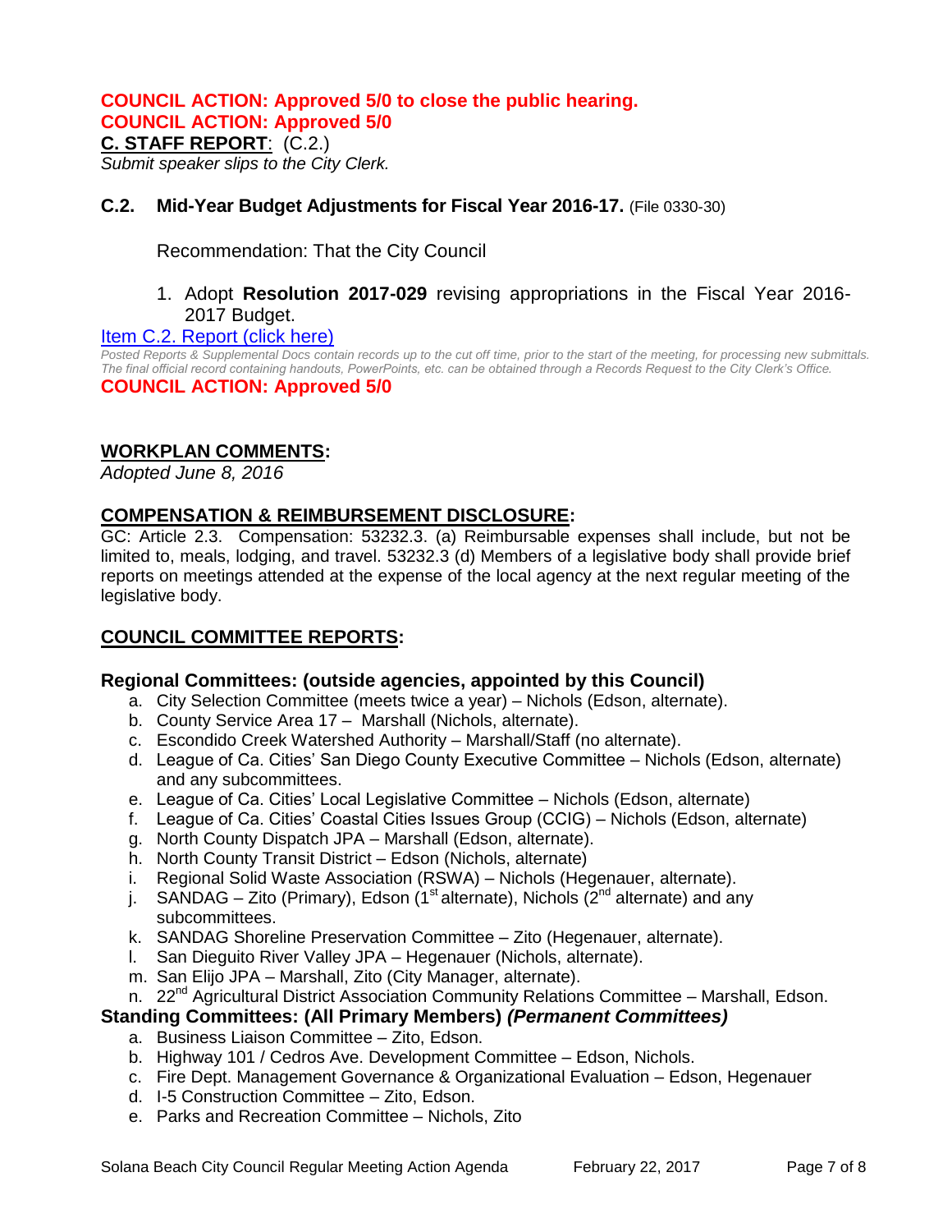**COUNCIL ACTION: Approved 5/0 to close the public hearing.**
**COUNCIL ACTION: Approved 5/0**

**C. STAFF REPORT**: (C.2.)
*Submit speaker slips to the City Clerk.*

### C.2. Mid-Year Budget Adjustments for Fiscal Year 2016-17. (File 0330-30)

Recommendation: That the City Council

1. Adopt **Resolution 2017-029** revising appropriations in the Fiscal Year 2016-2017 Budget.

Item C.2. Report (click here)

*Posted Reports & Supplemental Docs contain records up to the cut off time, prior to the start of the meeting, for processing new submittals. The final official record containing handouts, PowerPoints, etc. can be obtained through a Records Request to the City Clerk's Office.*

**COUNCIL ACTION: Approved 5/0**

## WORKPLAN COMMENTS:

*Adopted June 8, 2016*

## COMPENSATION & REIMBURSEMENT DISCLOSURE:

GC: Article 2.3. Compensation: 53232.3. (a) Reimbursable expenses shall include, but not be limited to, meals, lodging, and travel. 53232.3 (d) Members of a legislative body shall provide brief reports on meetings attended at the expense of the local agency at the next regular meeting of the legislative body.

## COUNCIL COMMITTEE REPORTS:

### Regional Committees: (outside agencies, appointed by this Council)

a. City Selection Committee (meets twice a year) – Nichols (Edson, alternate).
b. County Service Area 17 – Marshall (Nichols, alternate).
c. Escondido Creek Watershed Authority – Marshall/Staff (no alternate).
d. League of Ca. Cities' San Diego County Executive Committee – Nichols (Edson, alternate) and any subcommittees.
e. League of Ca. Cities' Local Legislative Committee – Nichols (Edson, alternate)
f. League of Ca. Cities' Coastal Cities Issues Group (CCIG) – Nichols (Edson, alternate)
g. North County Dispatch JPA – Marshall (Edson, alternate).
h. North County Transit District – Edson (Nichols, alternate)
i. Regional Solid Waste Association (RSWA) – Nichols (Hegenauer, alternate).
j. SANDAG – Zito (Primary), Edson (1st alternate), Nichols (2nd alternate) and any subcommittees.
k. SANDAG Shoreline Preservation Committee – Zito (Hegenauer, alternate).
l. San Dieguito River Valley JPA – Hegenauer (Nichols, alternate).
m. San Elijo JPA – Marshall, Zito (City Manager, alternate).
n. 22nd Agricultural District Association Community Relations Committee – Marshall, Edson.

### Standing Committees: (All Primary Members) *(Permanent Committees)*

a. Business Liaison Committee – Zito, Edson.
b. Highway 101 / Cedros Ave. Development Committee – Edson, Nichols.
c. Fire Dept. Management Governance & Organizational Evaluation – Edson, Hegenauer
d. I-5 Construction Committee – Zito, Edson.
e. Parks and Recreation Committee – Nichols, Zito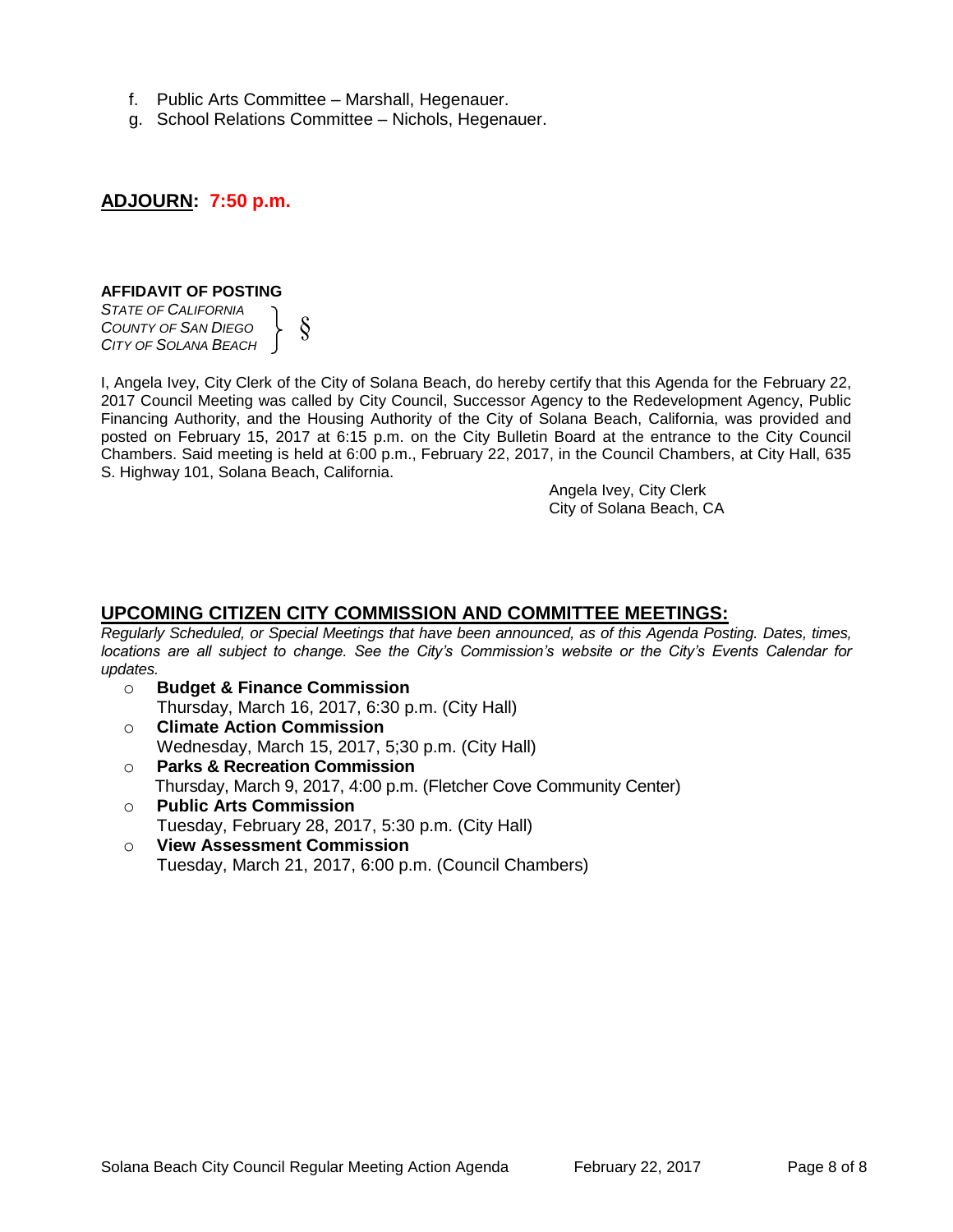f. Public Arts Committee – Marshall, Hegenauer.
g. School Relations Committee – Nichols, Hegenauer.

## ADJOURN: 7:50 p.m.

**AFFIDAVIT OF POSTING**

*STATE OF CALIFORNIA*
*COUNTY OF SAN DIEGO* } §
*CITY OF SOLANA BEACH*

I, Angela Ivey, City Clerk of the City of Solana Beach, do hereby certify that this Agenda for the February 22, 2017 Council Meeting was called by City Council, Successor Agency to the Redevelopment Agency, Public Financing Authority, and the Housing Authority of the City of Solana Beach, California, was provided and posted on February 15, 2017 at 6:15 p.m. on the City Bulletin Board at the entrance to the City Council Chambers. Said meeting is held at 6:00 p.m., February 22, 2017, in the Council Chambers, at City Hall, 635 S. Highway 101, Solana Beach, California.

Angela Ivey, City Clerk
City of Solana Beach, CA

## UPCOMING CITIZEN CITY COMMISSION AND COMMITTEE MEETINGS:

*Regularly Scheduled, or Special Meetings that have been announced, as of this Agenda Posting. Dates, times, locations are all subject to change. See the City's Commission's website or the City's Events Calendar for updates.*

- **Budget & Finance Commission**
  Thursday, March 16, 2017, 6:30 p.m. (City Hall)
- **Climate Action Commission**
  Wednesday, March 15, 2017, 5;30 p.m. (City Hall)
- **Parks & Recreation Commission**
  Thursday, March 9, 2017, 4:00 p.m. (Fletcher Cove Community Center)
- **Public Arts Commission**
  Tuesday, February 28, 2017, 5:30 p.m. (City Hall)
- **View Assessment Commission**
  Tuesday, March 21, 2017, 6:00 p.m. (Council Chambers)